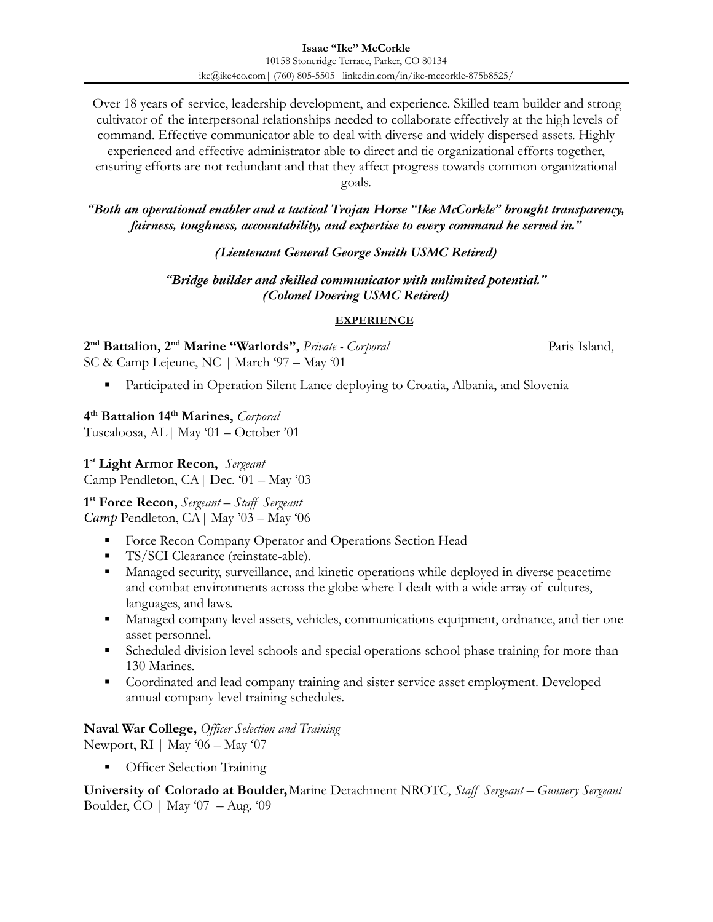**Isaac "Ike" McCorkle**
10158 Stoneridge Terrace, Parker, CO 80134
ike@ike4co.com| (760) 805-5505| linkedin.com/in/ike-mccorkle-875b8525/

Over 18 years of service, leadership development, and experience. Skilled team builder and strong cultivator of the interpersonal relationships needed to collaborate effectively at the high levels of command. Effective communicator able to deal with diverse and widely dispersed assets. Highly experienced and effective administrator able to direct and tie organizational efforts together, ensuring efforts are not redundant and that they affect progress towards common organizational goals.

***"Both an operational enabler and a tactical Trojan Horse "Ike McCorkle" brought transparency, fairness, toughness, accountability, and expertise to every command he served in."***

***(Lieutenant General George Smith USMC Retired)***

***"Bridge builder and skilled communicator with unlimited potential."***
***(Colonel Doering USMC Retired)***

## EXPERIENCE

**2nd Battalion, 2nd Marine "Warlords",** *Private - Corporal* Paris Island, SC & Camp Lejeune, NC | March '97 – May '01

- Participated in Operation Silent Lance deploying to Croatia, Albania, and Slovenia

**4th Battalion 14th Marines,** *Corporal*
Tuscaloosa, AL| May '01 – October '01

**1st Light Armor Recon,** *Sergeant*
Camp Pendleton, CA| Dec. '01 – May '03

**1st Force Recon,** *Sergeant – Staff Sergeant*
*Camp* Pendleton, CA| May '03 – May '06

- Force Recon Company Operator and Operations Section Head
- TS/SCI Clearance (reinstate-able).
- Managed security, surveillance, and kinetic operations while deployed in diverse peacetime and combat environments across the globe where I dealt with a wide array of cultures, languages, and laws.
- Managed company level assets, vehicles, communications equipment, ordnance, and tier one asset personnel.
- Scheduled division level schools and special operations school phase training for more than 130 Marines.
- Coordinated and lead company training and sister service asset employment. Developed annual company level training schedules.

**Naval War College,** *Officer Selection and Training*
Newport, RI | May '06 – May '07

- Officer Selection Training

**University of Colorado at Boulder,** Marine Detachment NROTC, *Staff Sergeant – Gunnery Sergeant*
Boulder, CO | May '07 – Aug. '09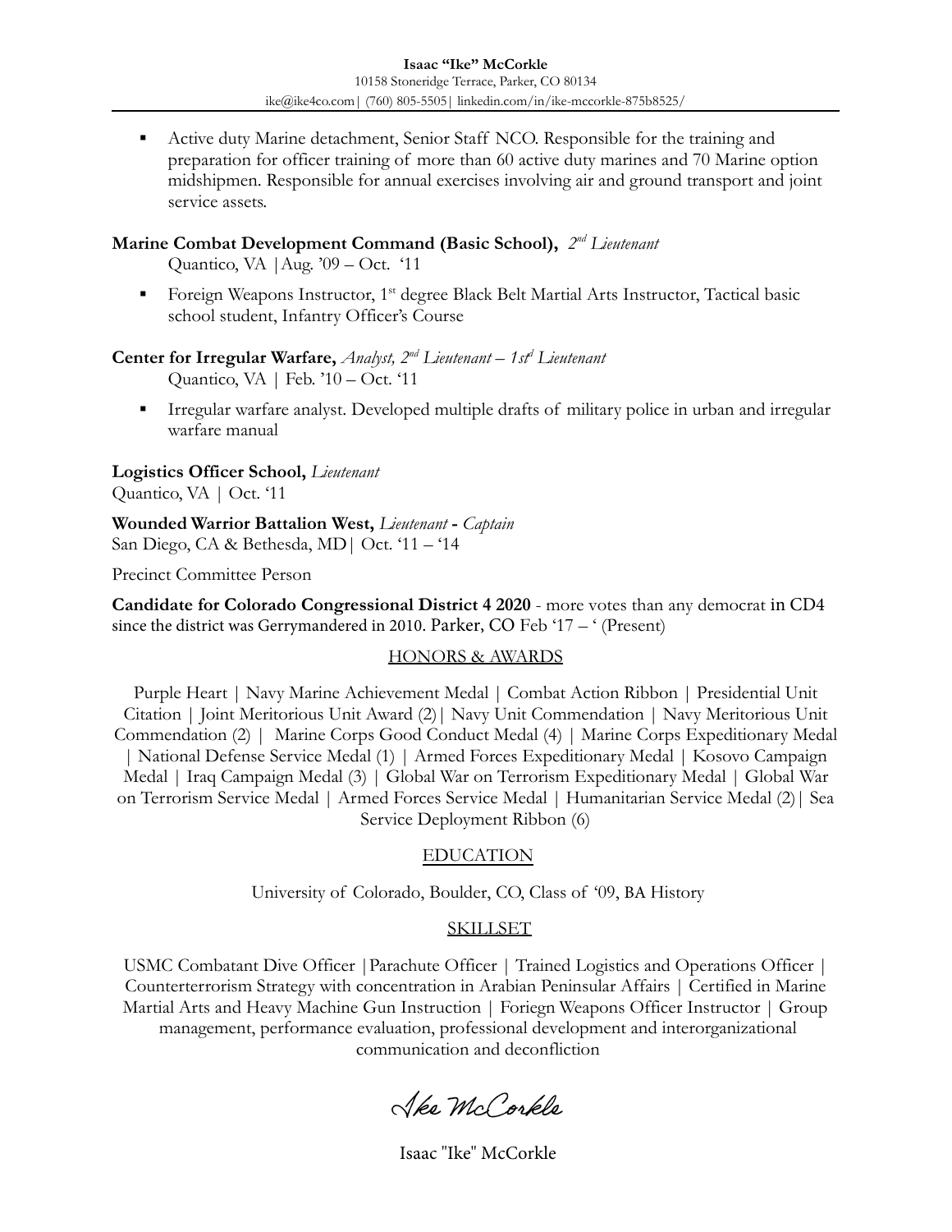**Isaac "Ike" McCorkle**
10158 Stoneridge Terrace, Parker, CO 80134
ike@ike4co.com| (760) 805-5505| linkedin.com/in/ike-mccorkle-875b8525/

- Active duty Marine detachment, Senior Staff NCO. Responsible for the training and preparation for officer training of more than 60 active duty marines and 70 Marine option midshipmen. Responsible for annual exercises involving air and ground transport and joint service assets.

**Marine Combat Development Command (Basic School),** *2nd Lieutenant*
Quantico, VA |Aug. '09 – Oct. '11

- Foreign Weapons Instructor, 1st degree Black Belt Martial Arts Instructor, Tactical basic school student, Infantry Officer's Course

**Center for Irregular Warfare,** *Analyst, 2nd Lieutenant – 1st Lieutenant*
Quantico, VA | Feb. '10 – Oct. '11

- Irregular warfare analyst. Developed multiple drafts of military police in urban and irregular warfare manual

**Logistics Officer School,** *Lieutenant*
Quantico, VA | Oct. '11

**Wounded Warrior Battalion West,** *Lieutenant* **-** *Captain*
San Diego, CA & Bethesda, MD| Oct. '11 – '14

Precinct Committee Person

**Candidate for Colorado Congressional District 4 2020** - more votes than any democrat in CD4 since the district was Gerrymandered in 2010. Parker, CO Feb '17 – ' (Present)

## HONORS & AWARDS

Purple Heart | Navy Marine Achievement Medal | Combat Action Ribbon | Presidential Unit Citation | Joint Meritorious Unit Award (2)| Navy Unit Commendation | Navy Meritorious Unit Commendation (2) | Marine Corps Good Conduct Medal (4) | Marine Corps Expeditionary Medal | National Defense Service Medal (1) | Armed Forces Expeditionary Medal | Kosovo Campaign Medal | Iraq Campaign Medal (3) | Global War on Terrorism Expeditionary Medal | Global War on Terrorism Service Medal | Armed Forces Service Medal | Humanitarian Service Medal (2)| Sea Service Deployment Ribbon (6)

## EDUCATION

University of Colorado, Boulder, CO, Class of '09, BA History

## SKILLSET

USMC Combatant Dive Officer |Parachute Officer | Trained Logistics and Operations Officer | Counterterrorism Strategy with concentration in Arabian Peninsular Affairs | Certified in Marine Martial Arts and Heavy Machine Gun Instruction | Foriegn Weapons Officer Instructor | Group management, performance evaluation, professional development and interorganizational communication and deconfliction

Ike McCorkle

Isaac "Ike" McCorkle